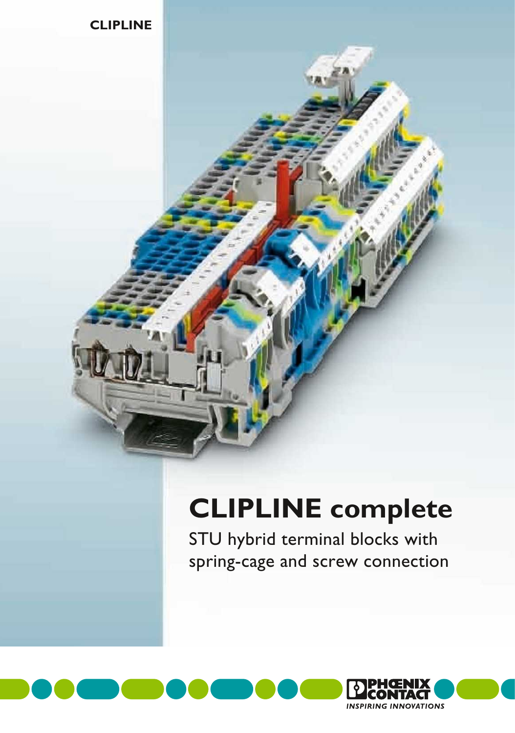CLIPLINE

# CLIPLINE complete

STU hybrid terminal blocks with spring-cage and screw connection

PHOENIX CONTACT
*INSPIRING INNOVATIONS*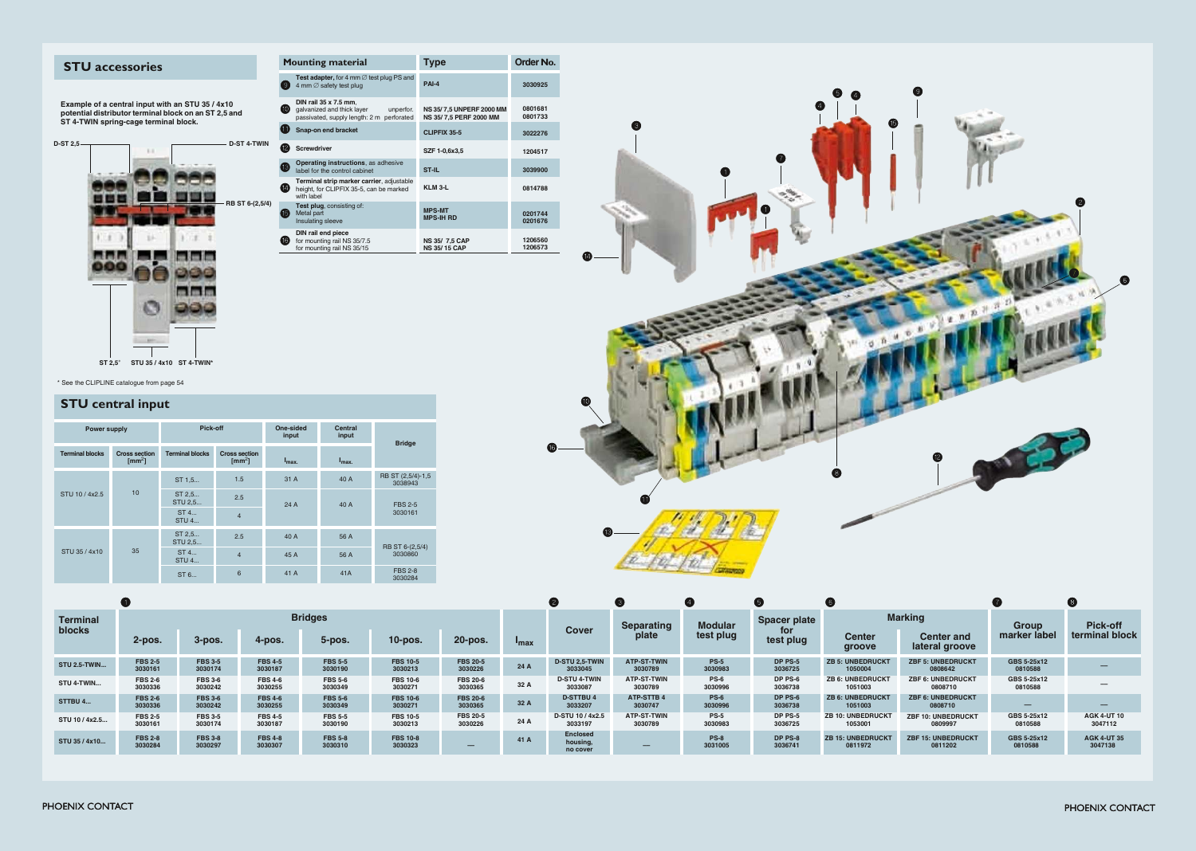## STU accessories

**Example of a central input with an STU 35 / 4x10 potential distributor terminal block on an ST 2,5 and ST 4-TWIN spring-cage terminal block.**

D-ST 2,5 — D-ST 4-TWIN — RB ST 6-(2,5/4)

ST 2,5* STU 35 / 4x10 ST 4-TWIN*

\* See the CLIPLINE catalogue from page 54

| | Mounting material | Type | Order No. |
|---|---|---|---|
| 9 | **Test adapter**, for 4 mm ∅ test plug PS and 4 mm ∅ safety test plug | PAI-4 | 3030925 |
| 10 | **DIN rail 35 x 7.5 mm**, galvanized and thick layer passivated, supply length: 2 m unperfor. / perforated | NS 35/ 7,5 UNPERF 2000 MM<br>NS 35/ 7,5 PERF 2000 MM | 0801681<br>0801733 |
| 11 | **Snap-on end bracket** | CLIPFIX 35-5 | 3022276 |
| 12 | **Screwdriver** | SZF 1-0,6x3,5 | 1204517 |
| 13 | **Operating instructions**, as adhesive label for the control cabinet | ST-IL | 3039900 |
| 14 | **Terminal strip marker carrier**, adjustable height, for CLIPFIX 35-5, can be marked with label | KLM 3-L | 0814788 |
| 15 | **Test plug**, consisting of:<br>Metal part<br>Insulating sleeve | MPS-MT<br>MPS-IH RD | 0201744<br>0201676 |
| 16 | **DIN rail end piece**<br>for mounting rail NS 35/7.5<br>for mounting rail NS 35/15 | NS 35/ 7,5 CAP<br>NS 35/ 15 CAP | 1206560<br>1206573 |

## STU central input

| Power supply | | Pick-off | | One-sided input | Central input | Bridge |
|---|---|---|---|---|---|---|
| Terminal blocks | Cross section [mm²] | Terminal blocks | Cross section [mm²] | $I_{max.}$ | $I_{max.}$ | |
| STU 10 / 4x2.5 | 10 | ST 1,5... | 1.5 | 31 A | 40 A | RB ST (2,5/4)-1,5 3038943 |
| | | ST 2,5... STU 2,5... | 2.5 | 24 A | 40 A | FBS 2-5 3030161 |
| | | ST 4... STU 4... | 4 | | | |
| STU 35 / 4x10 | 35 | ST 2,5... STU 2,5... | 2.5 | 40 A | 56 A | RB ST 6-(2,5/4) 3030860 |
| | | ST 4... STU 4... | 4 | 45 A | 56 A | |
| | | ST 6... | 6 | 41 A | 41A | FBS 2-8 3030284 |

| Terminal blocks | Bridges (1) 2-pos. | 3-pos. | 4-pos. | 5-pos. | 10-pos. | 20-pos. | $I_{max}$ | Cover (2) | Separating plate (3) | Modular test plug (4) | Spacer plate for test plug (5) | Marking (6) Center groove | Center and lateral groove | Group marker label (7) | Pick-off terminal block (8) |
|---|---|---|---|---|---|---|---|---|---|---|---|---|---|---|---|
| STU 2.5-TWIN... | FBS 2-5 3030161 | FBS 3-5 3030174 | FBS 4-5 3030187 | FBS 5-5 3030190 | FBS 10-5 3030213 | FBS 20-5 3030226 | 24 A | D-STU 2,5-TWIN 3033045 | ATP-ST-TWIN 3030789 | PS-5 3030983 | DP PS-5 3036725 | ZB 5: UNBEDRUCKT 1050004 | ZBF 5: UNBEDRUCKT 0808642 | GBS 5-25x12 0810588 | — |
| STU 4-TWIN... | FBS 2-6 3030336 | FBS 3-6 3030242 | FBS 4-6 3030255 | FBS 5-6 3030349 | FBS 10-6 3030271 | FBS 20-6 3030365 | 32 A | D-STU 4-TWIN 3033087 | ATP-ST-TWIN 3030789 | PS-6 3030996 | DP PS-6 3036738 | ZB 6: UNBEDRUCKT 1051003 | ZBF 6: UNBEDRUCKT 0808710 | GBS 5-25x12 0810588 | — |
| STTBU 4... | FBS 2-6 3030336 | FBS 3-6 3030242 | FBS 4-6 3030255 | FBS 5-6 3030349 | FBS 10-6 3030271 | FBS 20-6 3030365 | 32 A | D-STTBU 4 3033207 | ATP-STTB 4 3030747 | PS-6 3030996 | DP PS-6 3036738 | ZB 6: UNBEDRUCKT 1051003 | ZBF 6: UNBEDRUCKT 0808710 | — | — |
| STU 10 / 4x2.5... | FBS 2-5 3030161 | FBS 3-5 3030174 | FBS 4-5 3030187 | FBS 5-5 3030190 | FBS 10-5 3030213 | FBS 20-5 3030226 | 24 A | D-STU 10 / 4x2.5 3033197 | ATP-ST-TWIN 3030789 | PS-5 3030983 | DP PS-5 3036725 | ZB 10: UNBEDRUCKT 1053001 | ZBF 10: UNBEDRUCKT 0809997 | GBS 5-25x12 0810588 | AGK 4-UT 10 3047112 |
| STU 35 / 4x10... | FBS 2-8 3030284 | FBS 3-8 3030297 | FBS 4-8 3030307 | FBS 5-8 3030310 | FBS 10-8 3030323 | — | 41 A | Enclosed housing, no cover | — | PS-8 3031005 | DP PS-8 3036741 | ZB 15: UNBEDRUCKT 0811972 | ZBF 15: UNBEDRUCKT 0811202 | GBS 5-25x12 0810588 | AGK 4-UT 35 3047138 |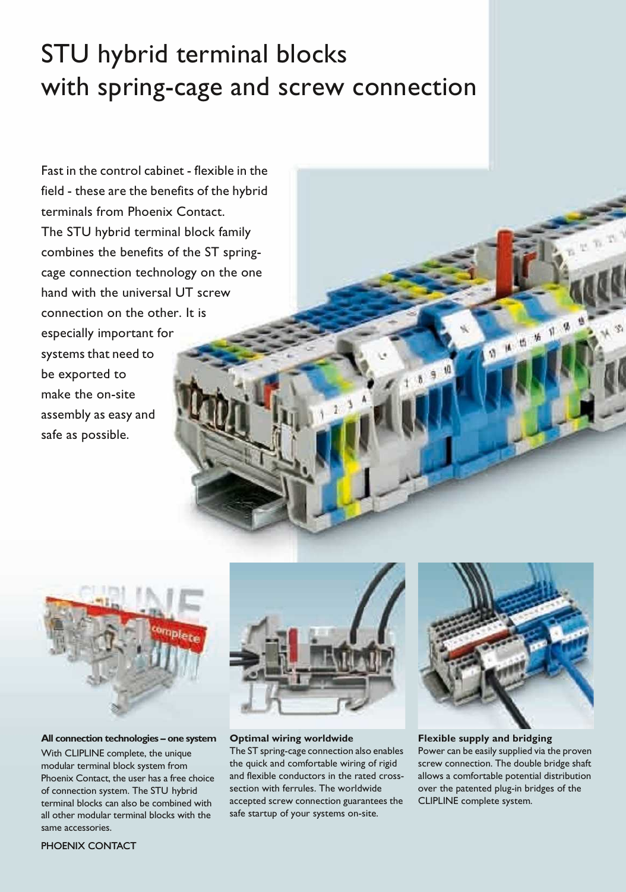# STU hybrid terminal blocks with spring-cage and screw connection

Fast in the control cabinet - flexible in the field - these are the benefits of the hybrid terminals from Phoenix Contact. The STU hybrid terminal block family combines the benefits of the ST spring-cage connection technology on the one hand with the universal UT screw connection on the other. It is especially important for systems that need to be exported to make the on-site assembly as easy and safe as possible.

**All connection technologies – one system**

With CLIPLINE complete, the unique modular terminal block system from Phoenix Contact, the user has a free choice of connection system. The STU hybrid terminal blocks can also be combined with all other modular terminal blocks with the same accessories.

**Optimal wiring worldwide**

The ST spring-cage connection also enables the quick and comfortable wiring of rigid and flexible conductors in the rated cross-section with ferrules. The worldwide accepted screw connection guarantees the safe startup of your systems on-site.

**Flexible supply and bridging**

Power can be easily supplied via the proven screw connection. The double bridge shaft allows a comfortable potential distribution over the patented plug-in bridges of the CLIPLINE complete system.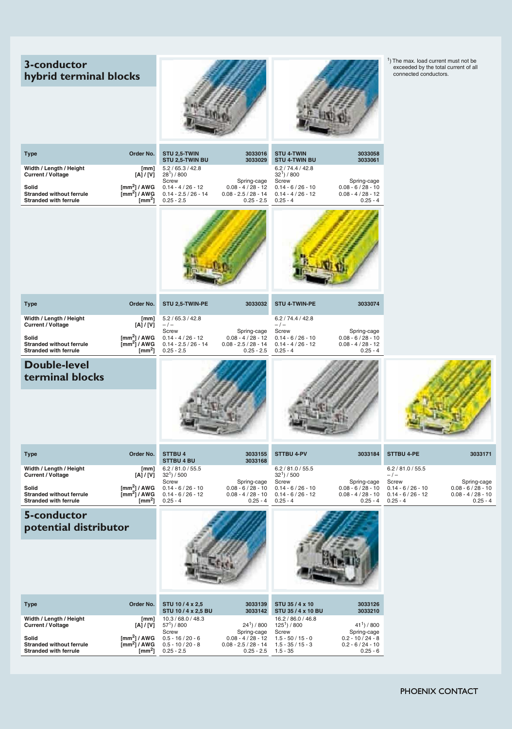[1]) The max. load current must not be exceeded by the total current of all connected conductors.

## 3-conductor hybrid terminal blocks

| Type | Order No. | STU 2,5-TWIN<br>STU 2,5-TWIN BU | 3033016<br>3033029 | STU 4-TWIN<br>STU 4-TWIN BU | 3033058<br>3033061 |
|---|---|---|---|---|---|
| Width / Length / Height | [mm] | 5.2 / 65.3 / 42.8 | | 6.2 / 74.4 / 42.8 | |
| Current / Voltage | [A] / [V] | 28[1]) / 800 | | 32[1]) / 800 | |
| | | Screw | Spring-cage | Screw | Spring-cage |
| Solid | [mm²] / AWG | 0.14 - 4 / 26 - 12 | 0.08 - 4 / 28 - 12 | 0.14 - 6 / 26 - 10 | 0.08 - 6 / 28 - 10 |
| Stranded without ferrule | [mm²] / AWG | 0.14 - 2.5 / 26 - 14 | 0.08 - 2.5 / 28 - 14 | 0.14 - 4 / 26 - 12 | 0.08 - 4 / 28 - 12 |
| Stranded with ferrule | [mm²] | 0.25 - 2.5 | 0.25 - 2.5 | 0.25 - 4 | 0.25 - 4 |

| Type | Order No. | STU 2,5-TWIN-PE | 3033032 | STU 4-TWIN-PE | 3033074 |
|---|---|---|---|---|---|
| Width / Length / Height | [mm] | 5.2 / 65.3 / 42.8 | | 6.2 / 74.4 / 42.8 | |
| Current / Voltage | [A] / [V] | – / – | | – / – | |
| | | Screw | Spring-cage | Screw | Spring-cage |
| Solid | [mm²] / AWG | 0.14 - 4 / 26 - 12 | 0.08 - 4 / 28 - 12 | 0.14 - 6 / 26 - 10 | 0.08 - 6 / 28 - 10 |
| Stranded without ferrule | [mm²] / AWG | 0.14 - 2.5 / 26 - 14 | 0.08 - 2.5 / 28 - 14 | 0.14 - 4 / 26 - 12 | 0.08 - 4 / 28 - 12 |
| Stranded with ferrule | [mm²] | 0.25 - 2.5 | 0.25 - 2.5 | 0.25 - 4 | 0.25 - 4 |

## Double-level terminal blocks

| Type | Order No. | STTBU 4<br>STTBU 4 BU | 3033155<br>3033168 | STTBU 4-PV | 3033184 | STTBU 4-PE | 3033171 |
|---|---|---|---|---|---|---|---|
| Width / Length / Height | [mm] | 6.2 / 81.0 / 55.5 | | 6.2 / 81.0 / 55.5 | | 6.2 / 81.0 / 55.5 | |
| Current / Voltage | [A] / [V] | 32[1]) / 500 | | 32[1]) / 500 | | – / – | |
| | | Screw | Spring-cage | Screw | Spring-cage | Screw | Spring-cage |
| Solid | [mm²] / AWG | 0.14 - 6 / 26 - 10 | 0.08 - 6 / 28 - 10 | 0.14 - 6 / 26 - 10 | 0.08 - 6 / 28 - 10 | 0.14 - 6 / 26 - 10 | 0.08 - 6 / 28 - 10 |
| Stranded without ferrule | [mm²] / AWG | 0.14 - 6 / 26 - 12 | 0.08 - 4 / 28 - 10 | 0.14 - 6 / 26 - 12 | 0.08 - 4 / 28 - 10 | 0.14 - 6 / 26 - 12 | 0.08 - 4 / 28 - 10 |
| Stranded with ferrule | [mm²] | 0.25 - 4 | 0.25 - 4 | 0.25 - 4 | 0.25 - 4 | 0.25 - 4 | 0.25 - 4 |

## 5-conductor potential distributor

| Type | Order No. | STU 10 / 4 x 2,5<br>STU 10 / 4 x 2,5 BU | 3033139<br>3033142 | STU 35 / 4 x 10<br>STU 35 / 4 x 10 BU | 3033126<br>3033210 |
|---|---|---|---|---|---|
| Width / Length / Height | [mm] | 10.3 / 68.0 / 48.3 | | 16.2 / 86.0 / 46.8 | |
| Current / Voltage | [A] / [V] | 57[1]) / 800 | 24[1]) / 800 | 125[1]) / 800 | 41[1]) / 800 |
| | | Screw | Spring-cage | Screw | Spring-cage |
| Solid | [mm²] / AWG | 0.5 - 16 / 20 - 6 | 0.08 - 4 / 28 - 12 | 1.5 - 50 / 15 - 0 | 0.2 - 10 / 24 - 8 |
| Stranded without ferrule | [mm²] / AWG | 0.5 - 10 / 20 - 8 | 0.08 - 2.5 / 28 - 14 | 1.5 - 35 / 15 - 3 | 0.2 - 6 / 24 - 10 |
| Stranded with ferrule | [mm²] | 0.25 - 2.5 | 0.25 - 2.5 | 1.5 - 35 | 0.25 - 6 |

PHOENIX CONTACT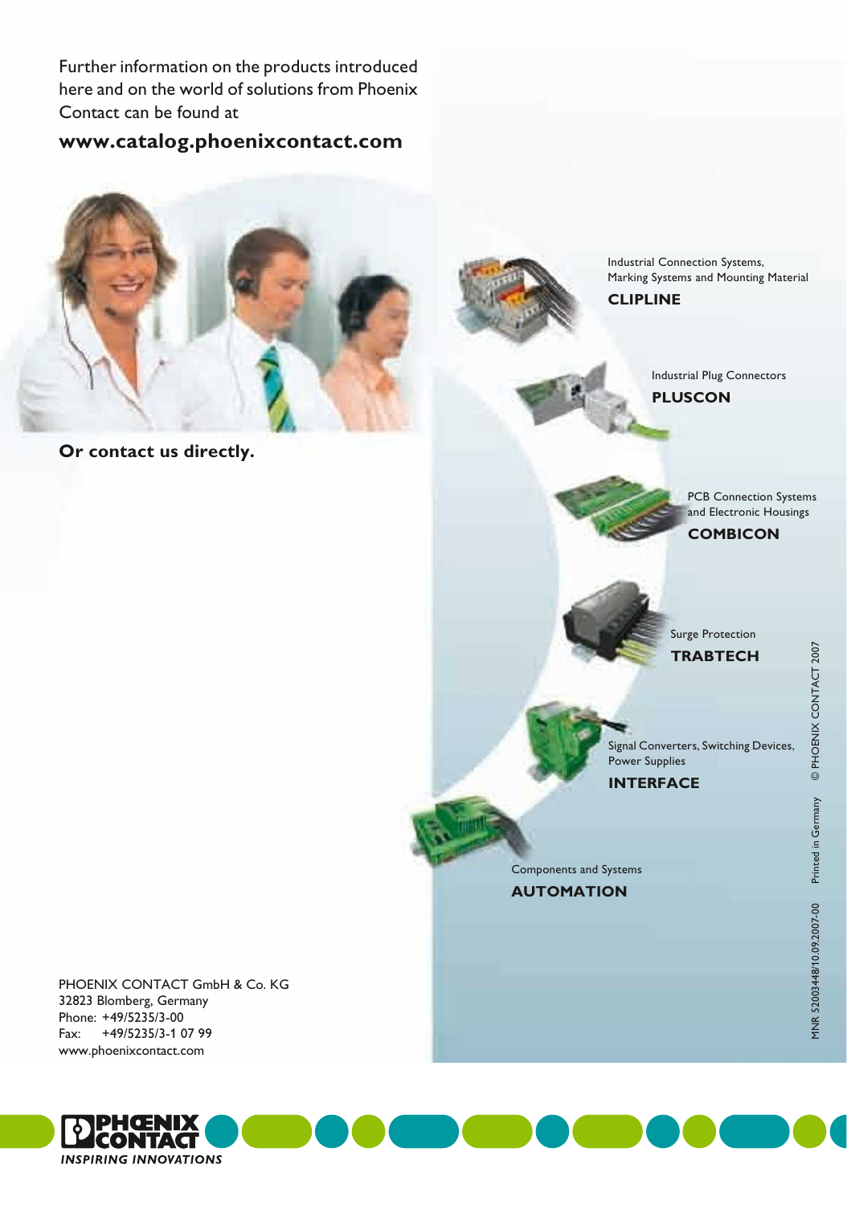Further information on the products introduced here and on the world of solutions from Phoenix Contact can be found at

**www.catalog.phoenixcontact.com**

**Or contact us directly.**

Industrial Connection Systems, Marking Systems and Mounting Material

**CLIPLINE**

Industrial Plug Connectors

**PLUSCON**

PCB Connection Systems and Electronic Housings

**COMBICON**

Surge Protection

**TRABTECH**

Signal Converters, Switching Devices, Power Supplies

**INTERFACE**

Components and Systems

**AUTOMATION**

PHOENIX CONTACT GmbH & Co. KG
32823 Blomberg, Germany
Phone: +49/5235/3-00
Fax: +49/5235/3-1 07 99
www.phoenixcontact.com

MNR 52003448/10.09.2007-00    Printed in Germany    © PHOENIX CONTACT 2007

PHOENIX CONTACT

*INSPIRING INNOVATIONS*